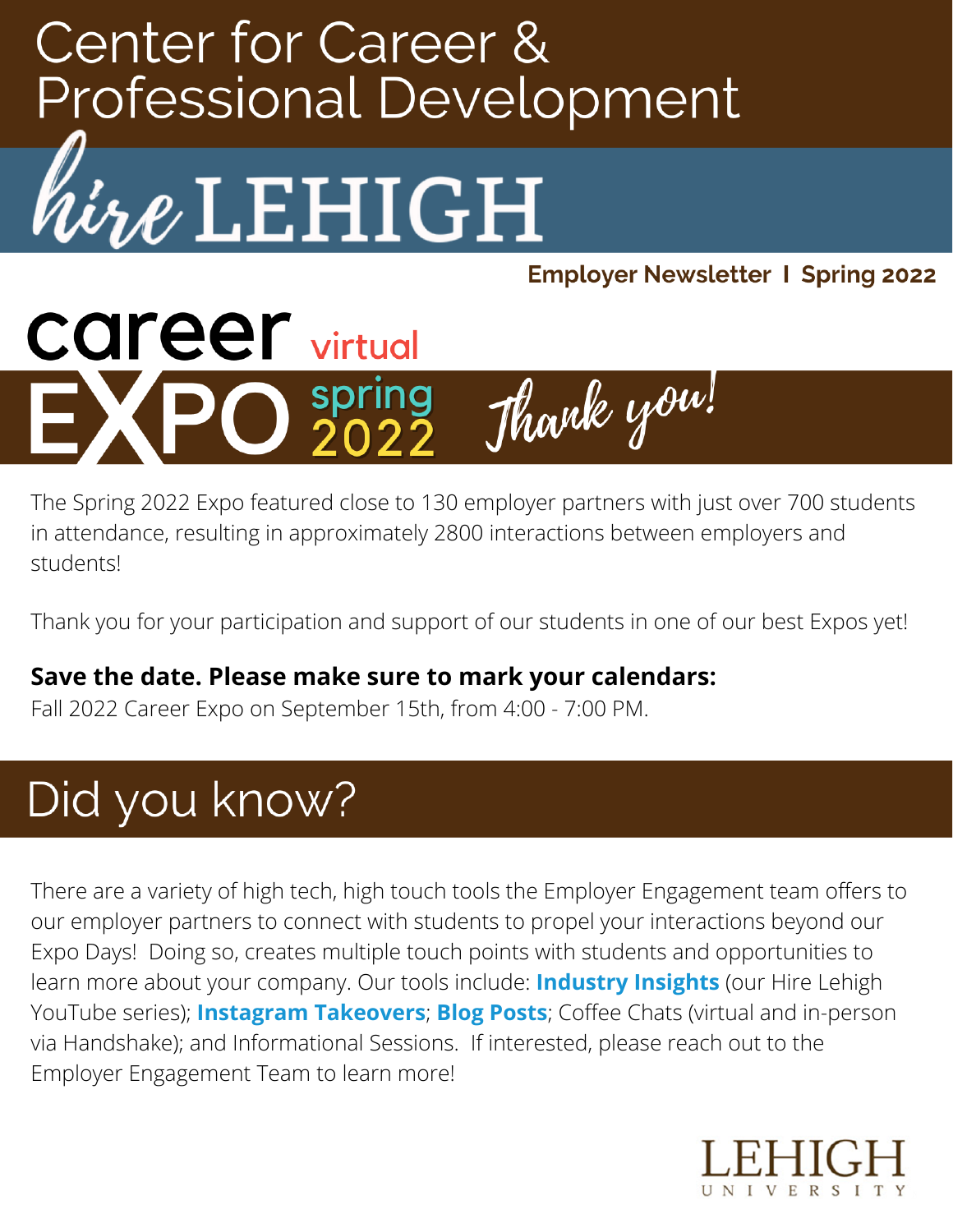# Center for Career & Professional Development

# hire LEHIGH

**Employer Newsletter I Spring 2022**

## career virtual EXPO spring 2022 Thank you!

The Spring 2022 Expo featured close to 130 employer partners with just over 700 students in attendance, resulting in approximately 2800 interactions between employers and students!

Thank you for your participation and support of our students in one of our best Expos yet!

**Save the date. Please make sure to mark your calendars:**
Fall 2022 Career Expo on September 15th, from 4:00 - 7:00 PM.

## Did you know?

There are a variety of high tech, high touch tools the Employer Engagement team offers to our employer partners to connect with students to propel your interactions beyond our Expo Days! Doing so, creates multiple touch points with students and opportunities to learn more about your company. Our tools include: **Industry Insights** (our Hire Lehigh YouTube series); **Instagram Takeovers**; **Blog Posts**; Coffee Chats (virtual and in-person via Handshake); and Informational Sessions. If interested, please reach out to the Employer Engagement Team to learn more!

LEHIGH UNIVERSITY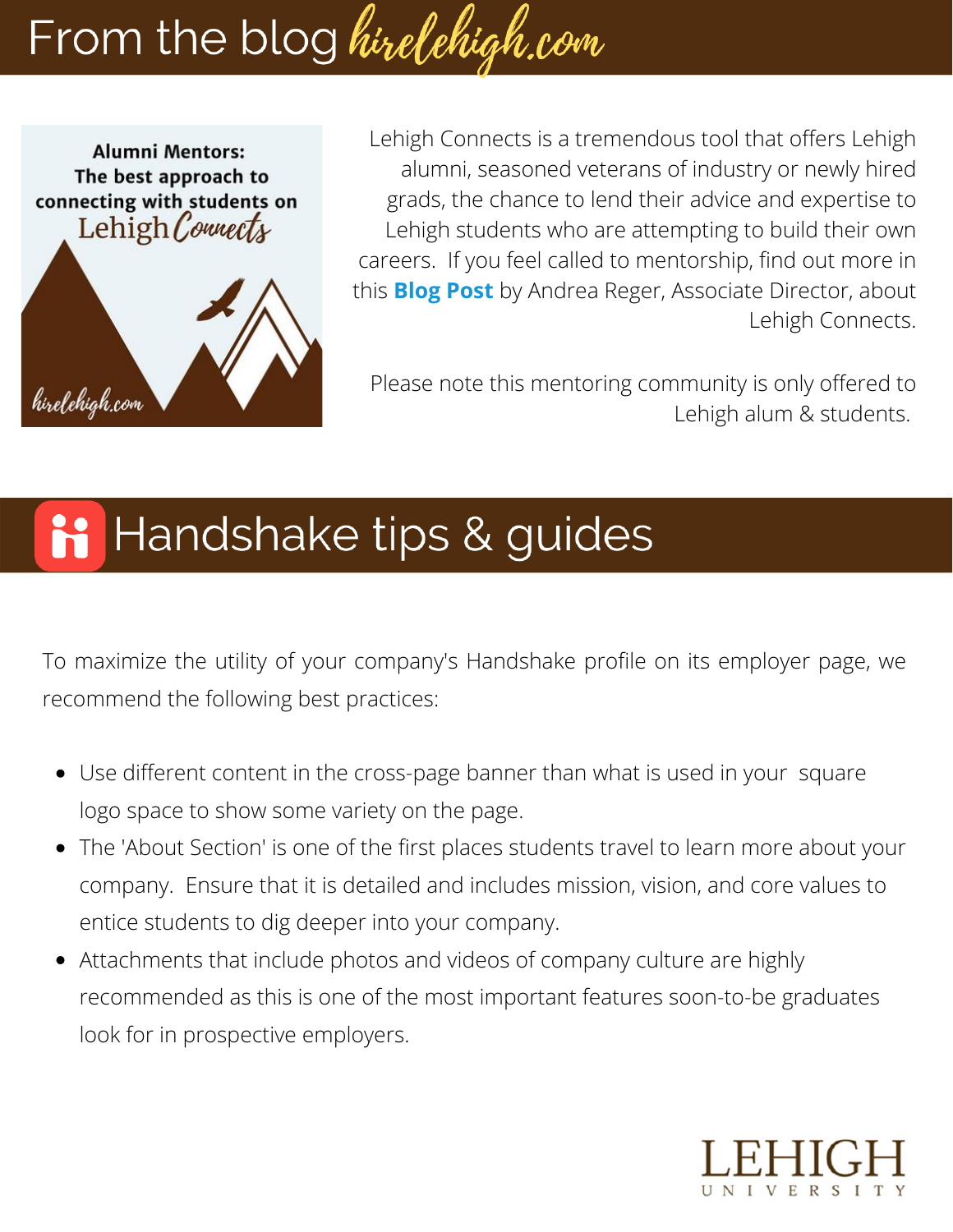# From the blog hirelehigh.com

Alumni Mentors: The best approach to connecting with students on Lehigh Connects

Lehigh Connects is a tremendous tool that offers Lehigh alumni, seasoned veterans of industry or newly hired grads, the chance to lend their advice and expertise to Lehigh students who are attempting to build their own careers. If you feel called to mentorship, find out more in this **Blog Post** by Andrea Reger, Associate Director, about Lehigh Connects.

Please note this mentoring community is only offered to Lehigh alum & students.

# Handshake tips & guides

To maximize the utility of your company's Handshake profile on its employer page, we recommend the following best practices:

- Use different content in the cross-page banner than what is used in your square logo space to show some variety on the page.
- The 'About Section' is one of the first places students travel to learn more about your company. Ensure that it is detailed and includes mission, vision, and core values to entice students to dig deeper into your company.
- Attachments that include photos and videos of company culture are highly recommended as this is one of the most important features soon-to-be graduates look for in prospective employers.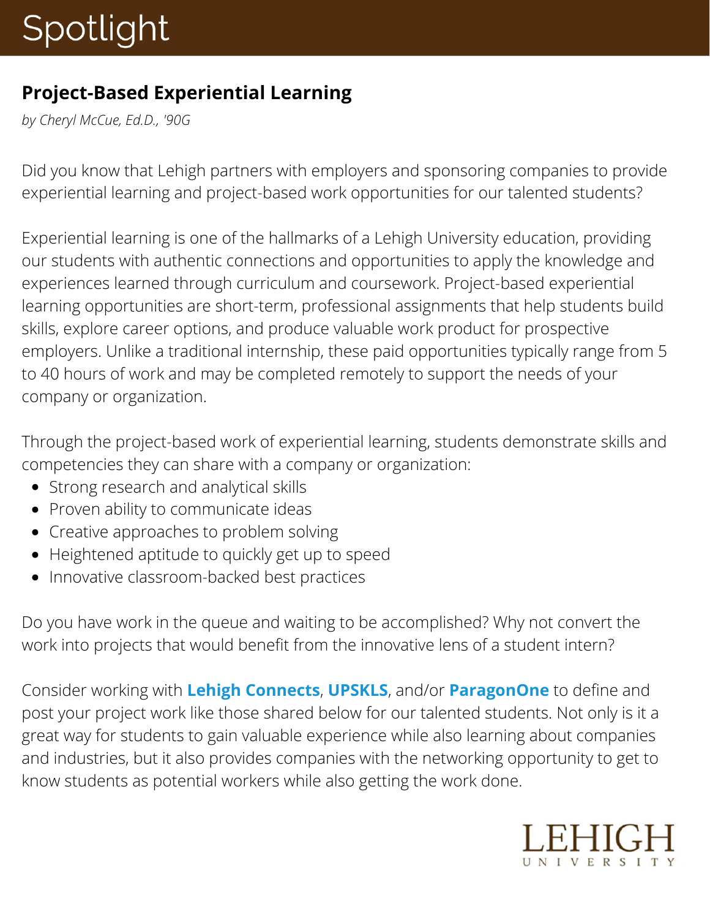# Spotlight

## Project-Based Experiential Learning

*by Cheryl McCue, Ed.D., '90G*

Did you know that Lehigh partners with employers and sponsoring companies to provide experiential learning and project-based work opportunities for our talented students?

Experiential learning is one of the hallmarks of a Lehigh University education, providing our students with authentic connections and opportunities to apply the knowledge and experiences learned through curriculum and coursework. Project-based experiential learning opportunities are short-term, professional assignments that help students build skills, explore career options, and produce valuable work product for prospective employers. Unlike a traditional internship, these paid opportunities typically range from 5 to 40 hours of work and may be completed remotely to support the needs of your company or organization.

Through the project-based work of experiential learning, students demonstrate skills and competencies they can share with a company or organization:

- Strong research and analytical skills
- Proven ability to communicate ideas
- Creative approaches to problem solving
- Heightened aptitude to quickly get up to speed
- Innovative classroom-backed best practices

Do you have work in the queue and waiting to be accomplished? Why not convert the work into projects that would benefit from the innovative lens of a student intern?

Consider working with **Lehigh Connects**, **UPSKLS**, and/or **ParagonOne** to define and post your project work like those shared below for our talented students. Not only is it a great way for students to gain valuable experience while also learning about companies and industries, but it also provides companies with the networking opportunity to get to know students as potential workers while also getting the work done.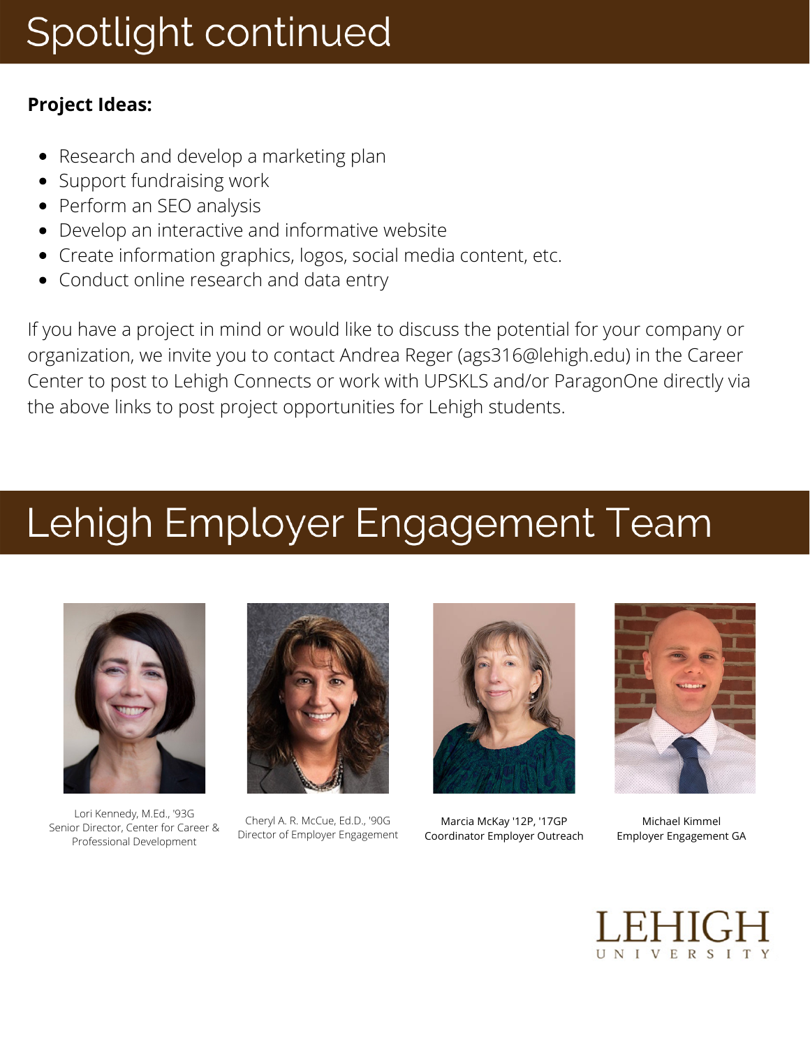# Spotlight continued

**Project Ideas:**

- Research and develop a marketing plan
- Support fundraising work
- Perform an SEO analysis
- Develop an interactive and informative website
- Create information graphics, logos, social media content, etc.
- Conduct online research and data entry

If you have a project in mind or would like to discuss the potential for your company or organization, we invite you to contact Andrea Reger (ags316@lehigh.edu) in the Career Center to post to Lehigh Connects or work with UPSKLS and/or ParagonOne directly via the above links to post project opportunities for Lehigh students.

# Lehigh Employer Engagement Team

Lori Kennedy, M.Ed., '93G
Senior Director, Center for Career & Professional Development

Cheryl A. R. McCue, Ed.D., '90G
Director of Employer Engagement

Marcia McKay '12P, '17GP
Coordinator Employer Outreach

Michael Kimmel
Employer Engagement GA

LEHIGH UNIVERSITY